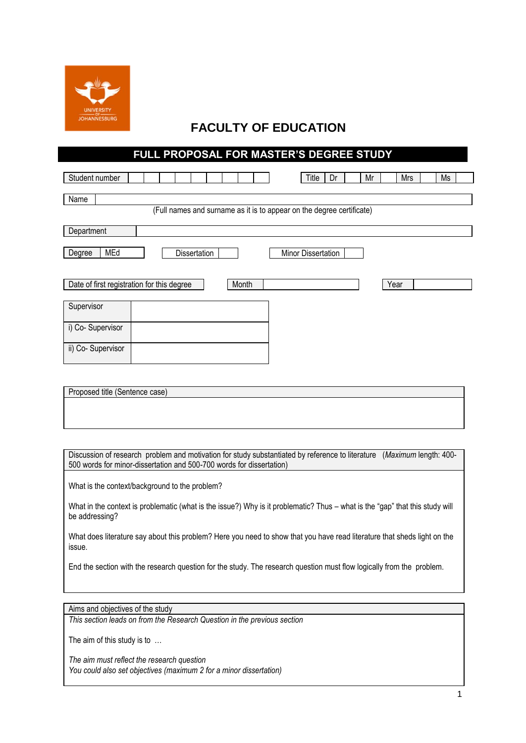# FACULTY OF EDUCATION

## FULL PROPOSAL FOR MASTER'S DEGREE STUDY

| Student number | | | | | | | | | |
|---|---|---|---|---|---|---|---|---|---|

| Title | Dr | | Mr | | Mrs | | Ms | |
|---|---|---|---|---|---|---|---|---|

| Name | |
|---|---|

(Full names and surname as it is to appear on the degree certificate)

| Department | |
|---|---|

| Degree | MEd | Dissertation | | Minor Dissertation | |
|---|---|---|---|---|---|

| Date of first registration for this degree | Month | | Year | |
|---|---|---|---|---|

| Supervisor | |
|---|---|
| i) Co- Supervisor | |
| ii) Co- Supervisor | |

| Proposed title (Sentence case) |
|---|
| |

| Discussion of research problem and motivation for study substantiated by reference to literature (*Maximum* length: 400-500 words for minor-dissertation and 500-700 words for dissertation) |
|---|
| What is the context/background to the problem?<br><br>What in the context is problematic (what is the issue?) Why is it problematic? Thus – what is the "gap" that this study will be addressing?<br><br>What does literature say about this problem? Here you need to show that you have read literature that sheds light on the issue.<br><br>End the section with the research question for the study. The research question must flow logically from the problem. |

| Aims and objectives of the study |
|---|
| *This section leads on from the Research Question in the previous section*<br><br>The aim of this study is to …<br><br>*The aim must reflect the research question*<br>*You could also set objectives (maximum 2 for a minor dissertation)* |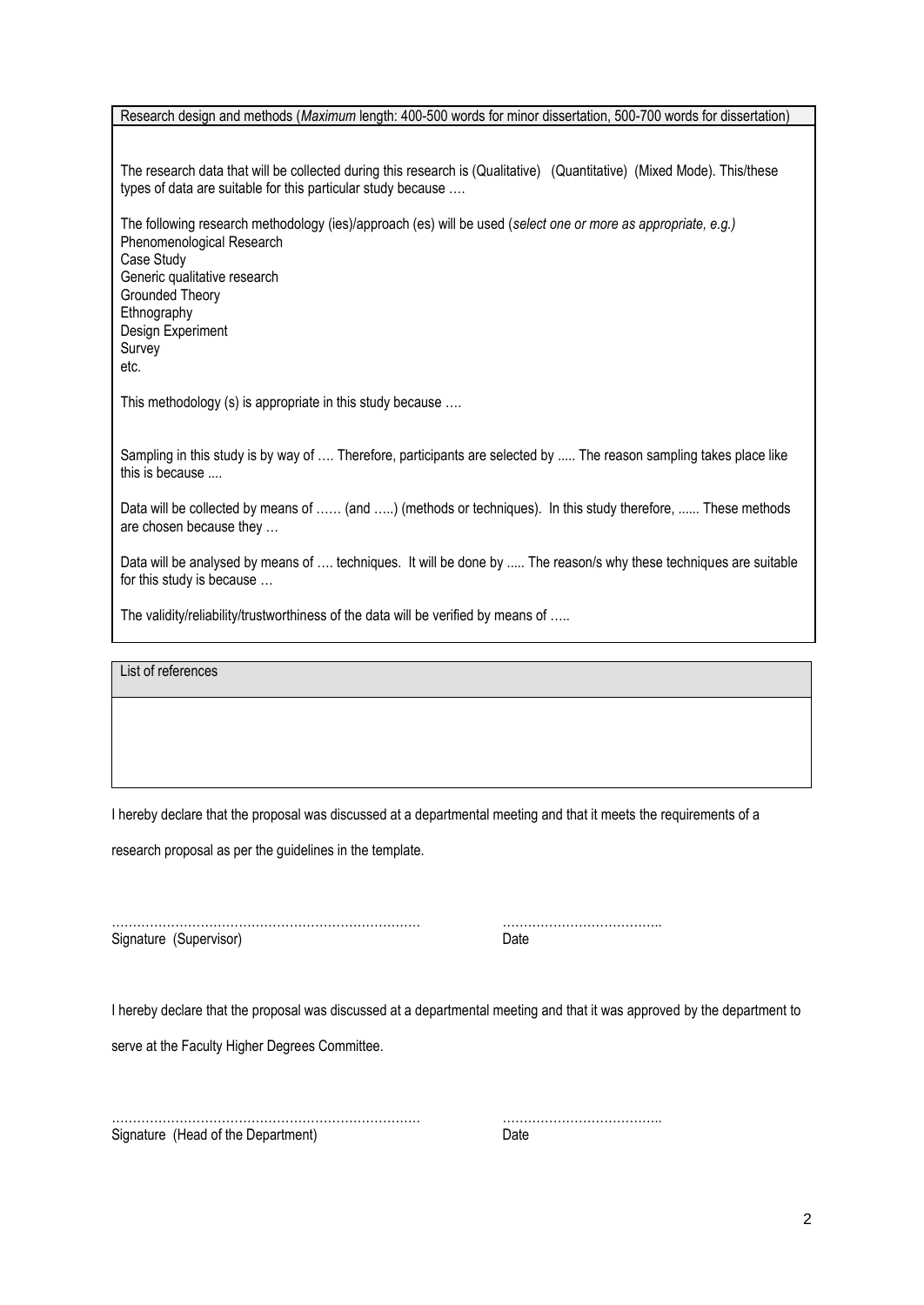Research design and methods (*Maximum* length: 400-500 words for minor dissertation, 500-700 words for dissertation)

The research data that will be collected during this research is (Qualitative) (Quantitative) (Mixed Mode). This/these types of data are suitable for this particular study because ….

The following research methodology (ies)/approach (es) will be used (*select one or more as appropriate, e.g.)*
Phenomenological Research
Case Study
Generic qualitative research
Grounded Theory
Ethnography
Design Experiment
Survey
etc.

This methodology (s) is appropriate in this study because ….

Sampling in this study is by way of …. Therefore, participants are selected by ..... The reason sampling takes place like this is because ....

Data will be collected by means of …… (and …..) (methods or techniques). In this study therefore, ...... These methods are chosen because they …

Data will be analysed by means of …. techniques. It will be done by ..... The reason/s why these techniques are suitable for this study is because …

The validity/reliability/trustworthiness of the data will be verified by means of …..

List of references

I hereby declare that the proposal was discussed at a departmental meeting and that it meets the requirements of a research proposal as per the guidelines in the template.

………………………………………………………………  ………………………………..
Signature (Supervisor)  Date

I hereby declare that the proposal was discussed at a departmental meeting and that it was approved by the department to serve at the Faculty Higher Degrees Committee.

………………………………………………………………  ………………………………..
Signature (Head of the Department)  Date